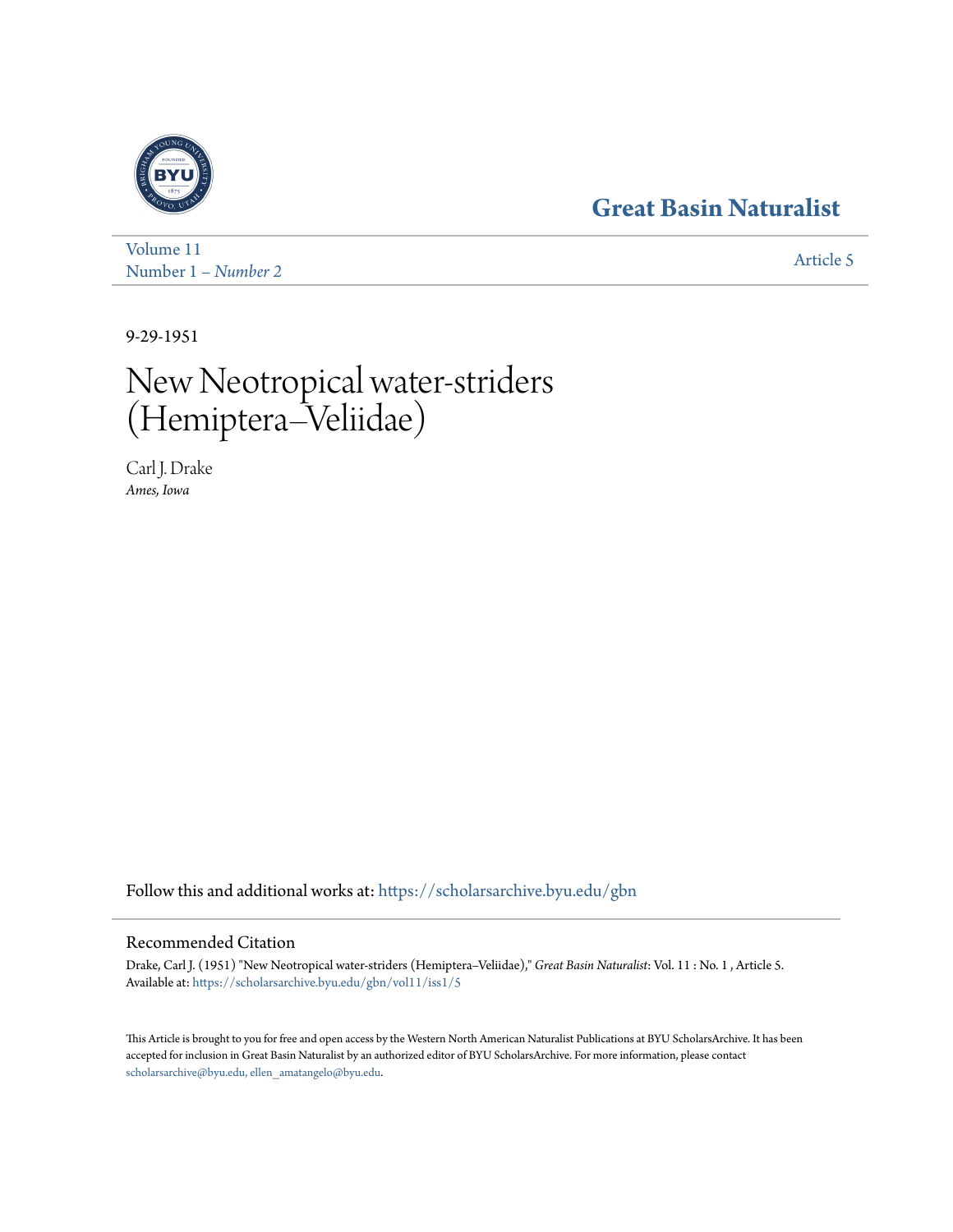Great Basin Naturalist

Volume 11
Number 1 – *Number 2*

Article 5

9-29-1951

# New Neotropical water-striders (Hemiptera–Veliidae)

Carl J. Drake
*Ames, Iowa*

Follow this and additional works at: https://scholarsarchive.byu.edu/gbn

## Recommended Citation

Drake, Carl J. (1951) "New Neotropical water-striders (Hemiptera–Veliidae)," *Great Basin Naturalist*: Vol. 11 : No. 1 , Article 5.
Available at: https://scholarsarchive.byu.edu/gbn/vol11/iss1/5

This Article is brought to you for free and open access by the Western North American Naturalist Publications at BYU ScholarsArchive. It has been accepted for inclusion in Great Basin Naturalist by an authorized editor of BYU ScholarsArchive. For more information, please contact scholarsarchive@byu.edu, ellen_amatangelo@byu.edu.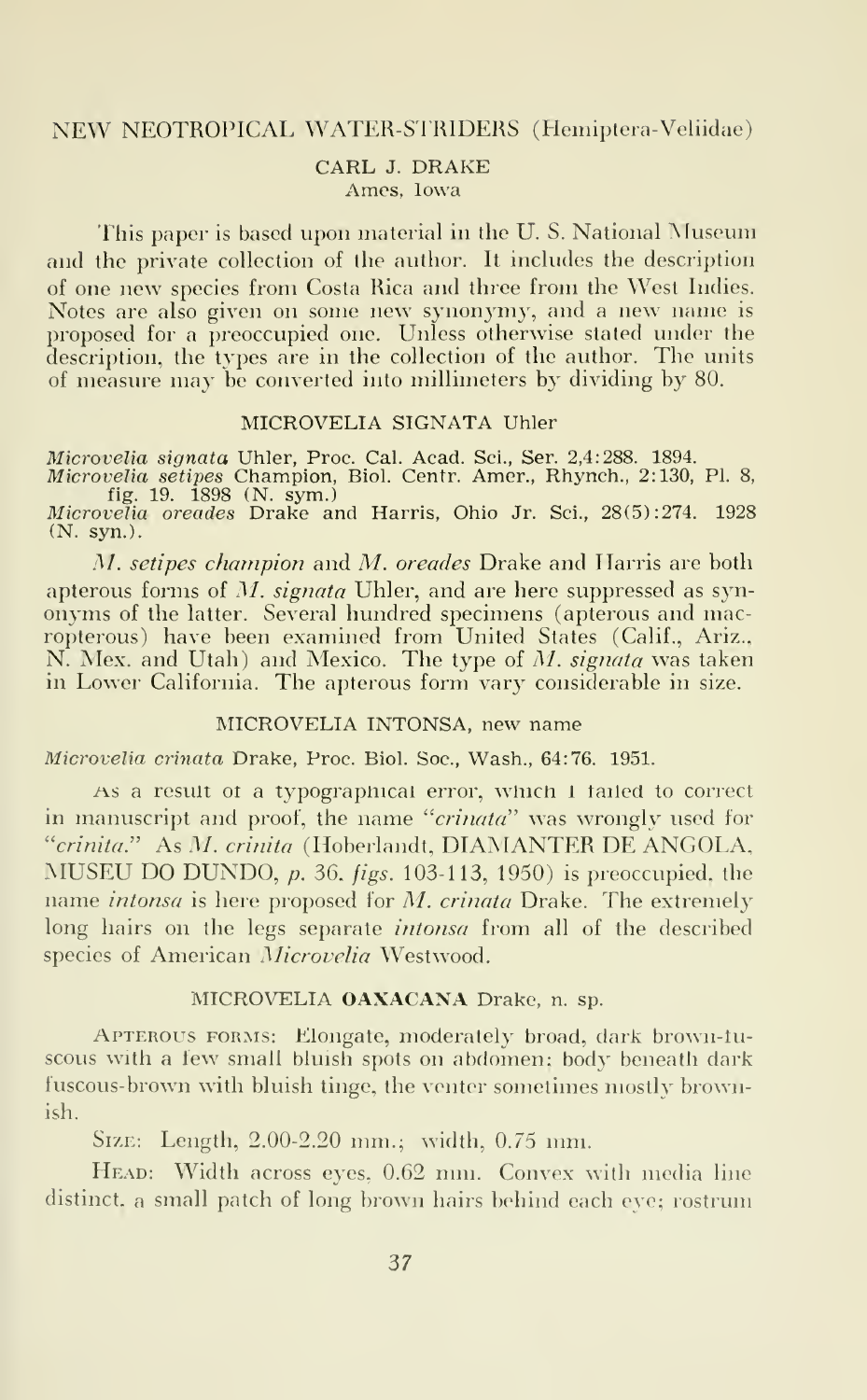# NEW NEOTROPICAL WATER-STRIDERS (Hemiptera-Veliidae)

CARL J. DRAKE
Ames, Iowa

This paper is based upon material in the U. S. National Museum and the private collection of the author. It includes the description of one new species from Costa Rica and three from the West Indies. Notes are also given on some new synonymy, and a new name is proposed for a preoccupied one. Unless otherwise stated under the description, the types are in the collection of the author. The units of measure may be converted into millimeters by dividing by 80.

## MICROVELIA SIGNATA Uhler

*Microvelia signata* Uhler, Proc. Cal. Acad. Sci., Ser. 2,4:288. 1894.
*Microvelia setipes* Champion, Biol. Centr. Amer., Rhynch., 2:130, Pl. 8, fig. 19. 1898 (N. sym.)
*Microvelia oreades* Drake and Harris, Ohio Jr. Sci., 28(5):274. 1928 (N. syn.).

*M. setipes champion* and *M. oreades* Drake and Harris are both apterous forms of *M. signata* Uhler, and are here suppressed as synonyms of the latter. Several hundred specimens (apterous and macropterous) have been examined from United States (Calif., Ariz., N. Mex. and Utah) and Mexico. The type of *M. signata* was taken in Lower California. The apterous form vary considerable in size.

## MICROVELIA INTONSA, new name

*Microvelia crinata* Drake, Proc. Biol. Soc., Wash., 64:76. 1951.

As a result of a typographical error, which I failed to correct in manuscript and proof, the name "*crinata*" was wrongly used for "*crinita*." As *M. crinita* (Hoberlandt, DIAMANTER DE ANGOLA, MUSEU DO DUNDO, *p*. 36, *figs*. 103-113, 1950) is preoccupied, the name *intonsa* is here proposed for *M. crinata* Drake. The extremely long hairs on the legs separate *intonsa* from all of the described species of American *Microvelia* Westwood.

## MICROVELIA **OAXACANA** Drake, n. sp.

Apterous forms: Elongate, moderately broad, dark brown-fuscous with a few small bluish spots on abdomen; body beneath dark fuscous-brown with bluish tinge, the venter sometimes mostly brownish.

Size: Length, 2.00-2.20 mm.; width, 0.75 mm.

Head: Width across eyes, 0.62 mm. Convex with media line distinct, a small patch of long brown hairs behind each eye; rostrum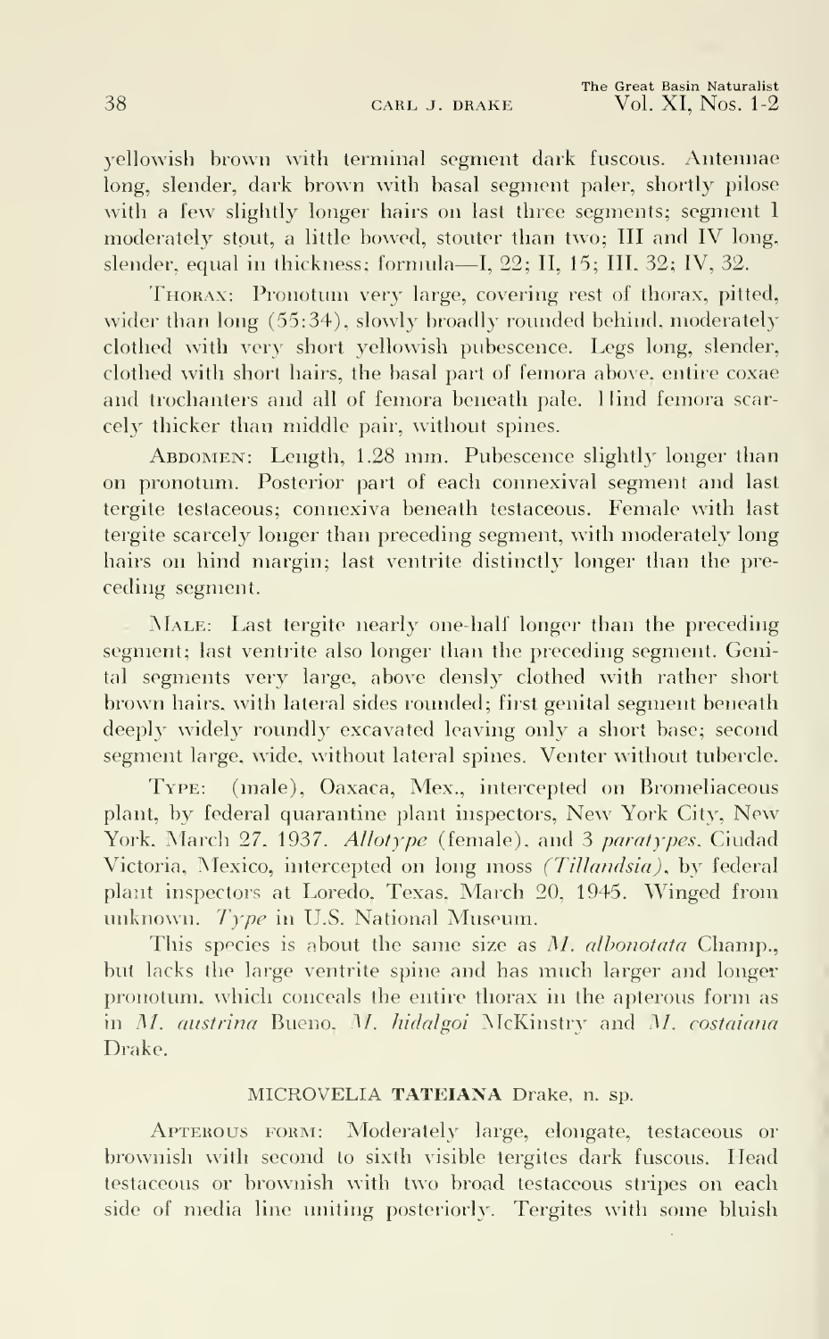yellowish brown with terminal segment dark fuscous. Antennae long, slender, dark brown with basal segment paler, shortly pilose with a few slightly longer hairs on last three segments; segment I moderately stout, a little bowed, stouter than two; III and IV long, slender, equal in thickness; formula—I, 22; II, 15; III, 32; IV, 32.

Thorax: Pronotum very large, covering rest of thorax, pitted, wider than long (55:34), slowly broadly rounded behind, moderately clothed with very short yellowish pubescence. Legs long, slender, clothed with short hairs, the basal part of femora above, entire coxae and trochanters and all of femora beneath pale. Hind femora scarcely thicker than middle pair, without spines.

Abdomen: Length, 1.28 mm. Pubescence slightly longer than on pronotum. Posterior part of each connexival segment and last tergite testaceous; connexiva beneath testaceous. Female with last tergite scarcely longer than preceding segment, with moderately long hairs on hind margin; last ventrite distinctly longer than the preceding segment.

Male: Last tergite nearly one-half longer than the preceding segment; last ventrite also longer than the preceding segment. Genital segments very large, above densly clothed with rather short brown hairs, with lateral sides rounded; first genital segment beneath deeply widely roundly excavated leaving only a short base; second segment large, wide, without lateral spines. Venter without tubercle.

Type: (male), Oaxaca, Mex., intercepted on Bromeliaceous plant, by federal quarantine plant inspectors, New York City, New York, March 27, 1937. *Allotype* (female), and 3 *paratypes*, Ciudad Victoria, Mexico, intercepted on long moss *(Tillandsia)*, by federal plant inspectors at Loredo, Texas, March 20, 1945. Winged from unknown. *Type* in U.S. National Museum.

This species is about the same size as *M. albonotata* Champ., but lacks the large ventrite spine and has much larger and longer pronotum, which conceals the entire thorax in the apterous form as in *M. austrina* Bueno, *M. hidalgoi* McKinstry and *M. costaiana* Drake.

## MICROVELIA **TATEIANA** Drake, n. sp.

Apterous form: Moderately large, elongate, testaceous or brownish with second to sixth visible tergites dark fuscous. Head testaceous or brownish with two broad testaceous stripes on each side of media line uniting posteriorly. Tergites with some bluish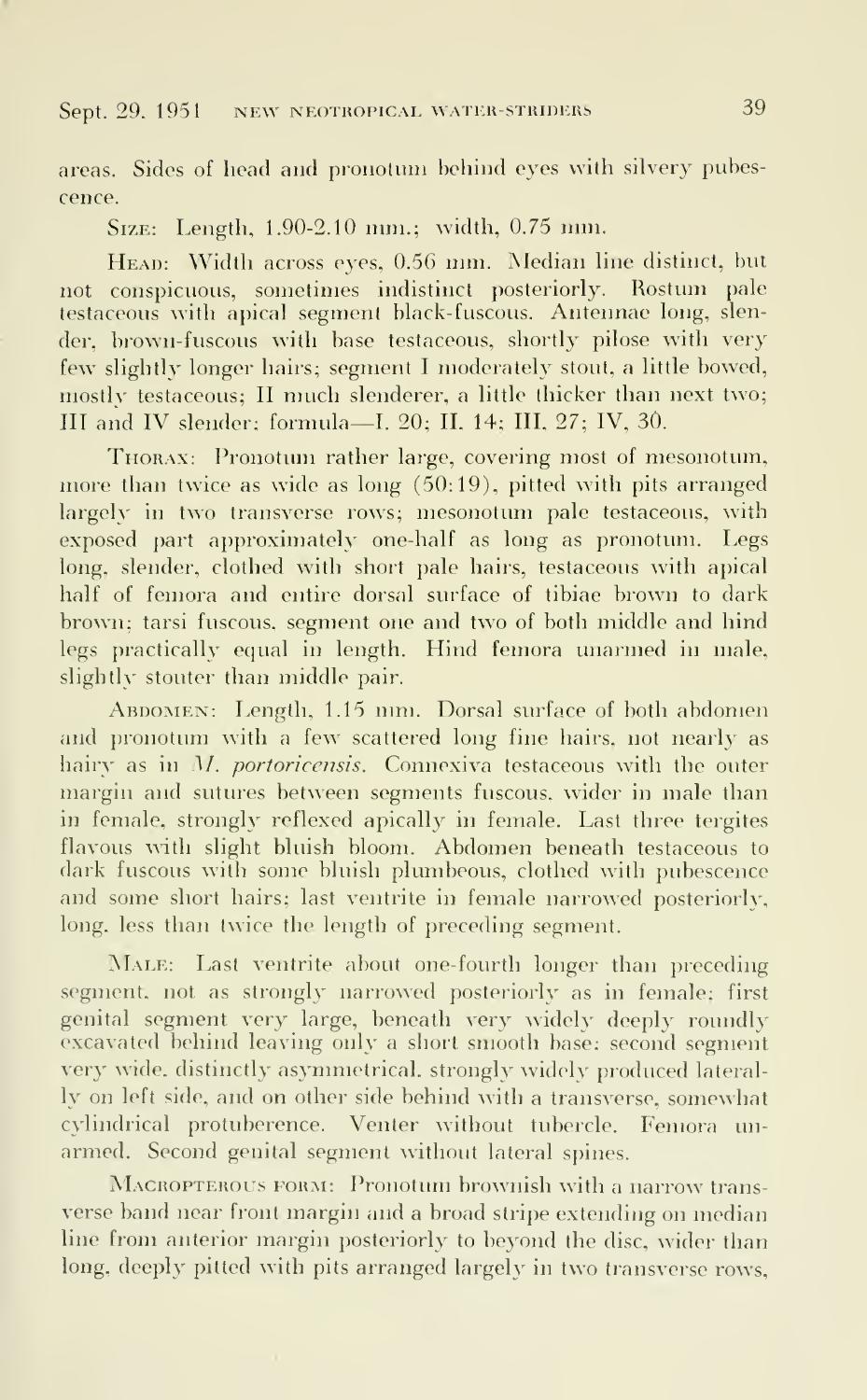areas. Sides of head and pronotum behind eyes with silvery pubescence.

SIZE: Length, 1.90-2.10 mm.; width, 0.75 mm.

HEAD: Width across eyes, 0.56 mm. Median line distinct, but not conspicuous, sometimes indistinct posteriorly. Rostum pale testaceous with apical segment black-fuscous. Antennae long, slender, brown-fuscous with base testaceous, shortly pilose with very few slightly longer hairs; segment I moderately stout, a little bowed, mostly testaceous; II much slenderer, a little thicker than next two; III and IV slender; formula—I, 20; II, 14; III, 27; IV, 30.

THORAX: Pronotum rather large, covering most of mesonotum, more than twice as wide as long (50:19), pitted with pits arranged largely in two transverse rows; mesonotum pale testaceous, with exposed part approximately one-half as long as pronotum. Legs long, slender, clothed with short pale hairs, testaceous with apical half of femora and entire dorsal surface of tibiae brown to dark brown; tarsi fuscous, segment one and two of both middle and hind legs practically equal in length. Hind femora unarmed in male, slightly stouter than middle pair.

ABDOMEN: Length, 1.15 mm. Dorsal surface of both abdomen and pronotum with a few scattered long fine hairs, not nearly as hairy as in *M. portoricensis*. Connexiva testaceous with the outer margin and sutures between segments fuscous, wider in male than in female, strongly reflexed apically in female. Last three tergites flavous with slight bluish bloom. Abdomen beneath testaceous to dark fuscous with some bluish plumbeous, clothed with pubescence and some short hairs; last ventrite in female narrowed posteriorly, long, less than twice the length of preceding segment.

MALE: Last ventrite about one-fourth longer than preceding segment, not as strongly narrowed posteriorly as in female; first genital segment very large, beneath very widely deeply roundly excavated behind leaving only a short smooth base; second segment very wide, distinctly asymmetrical, strongly widely produced laterally on left side, and on other side behind with a transverse, somewhat cylindrical protuberence. Venter without tubercle. Femora unarmed. Second genital segment without lateral spines.

MACROPTEROUS FORM: Pronotum brownish with a narrow transverse band near front margin and a broad stripe extending on median line from anterior margin posteriorly to beyond the disc, wider than long, deeply pitted with pits arranged largely in two transverse rows,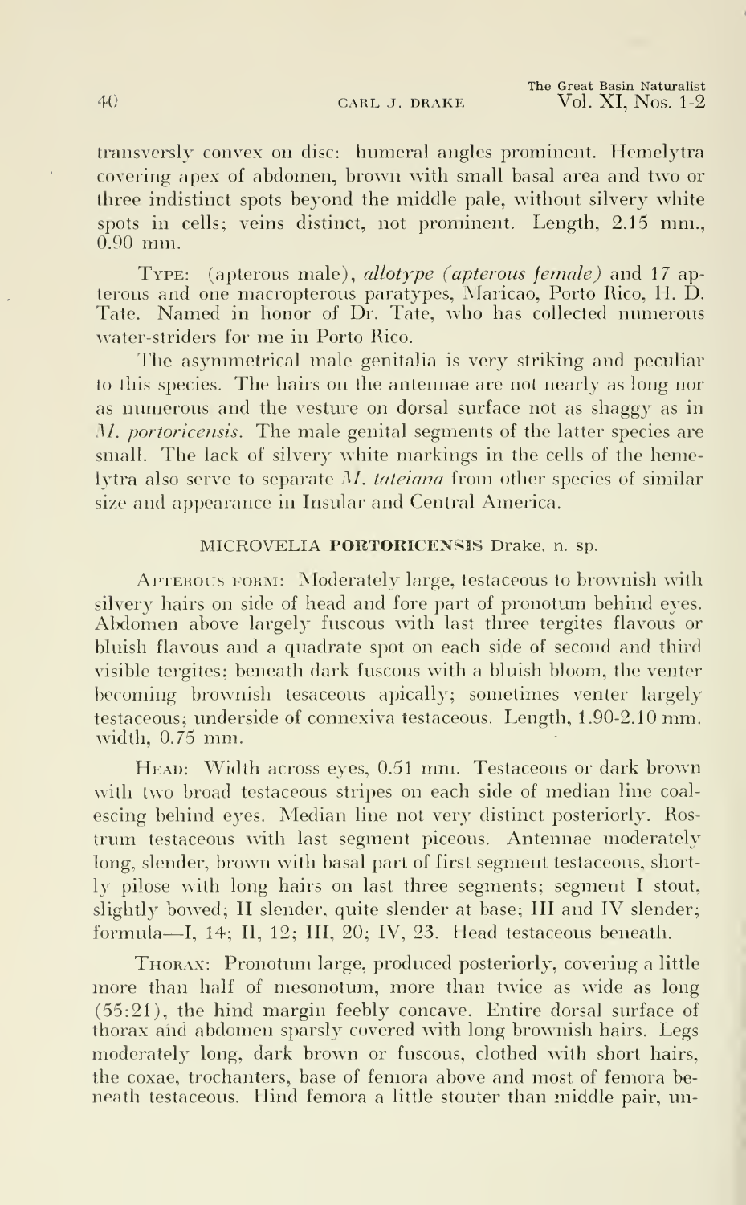transversly convex on disc: humeral angles prominent. Hemelytra covering apex of abdomen, brown with small basal area and two or three indistinct spots beyond the middle pale, without silvery white spots in cells; veins distinct, not prominent. Length, 2.15 mm., 0.90 mm.

Type: (apterous male), *allotype (apterous female)* and 17 apterous and one macropterous paratypes, Maricao, Porto Rico, H. D. Tate. Named in honor of Dr. Tate, who has collected numerous water-striders for me in Porto Rico.

The asymmetrical male genitalia is very striking and peculiar to this species. The hairs on the antennae are not nearly as long nor as numerous and the vesture on dorsal surface not as shaggy as in *M. portoricensis*. The male genital segments of the latter species are small. The lack of silvery white markings in the cells of the hemelytra also serve to separate *M. tateiana* from other species of similar size and appearance in Insular and Central America.

### MICROVELIA **PORTORICENSIS** Drake, n. sp.

Apterous form: Moderately large, testaceous to brownish with silvery hairs on side of head and fore part of pronotum behind eyes. Abdomen above largely fuscous with last three tergites flavous or bluish flavous and a quadrate spot on each side of second and third visible tergites; beneath dark fuscous with a bluish bloom, the venter becoming brownish tesaceous apically; sometimes venter largely testaceous; underside of connexiva testaceous. Length, 1.90-2.10 mm. width, 0.75 mm.

Head: Width across eyes, 0.51 mm. Testaceous or dark brown with two broad testaceous stripes on each side of median line coalescing behind eyes. Median line not very distinct posteriorly. Rostrum testaceous with last segment piceous. Antennae moderately long, slender, brown with basal part of first segment testaceous, shortly pilose with long hairs on last three segments; segment I stout, slightly bowed; II slender, quite slender at base; III and IV slender; formula—I, 14; II, 12; III, 20; IV, 23. Head testaceous beneath.

Thorax: Pronotum large, produced posteriorly, covering a little more than half of mesonotum, more than twice as wide as long (55:21), the hind margin feebly concave. Entire dorsal surface of thorax and abdomen sparsly covered with long brownish hairs. Legs moderately long, dark brown or fuscous, clothed with short hairs, the coxae, trochanters, base of femora above and most of femora beneath testaceous. Hind femora a little stouter than middle pair, un-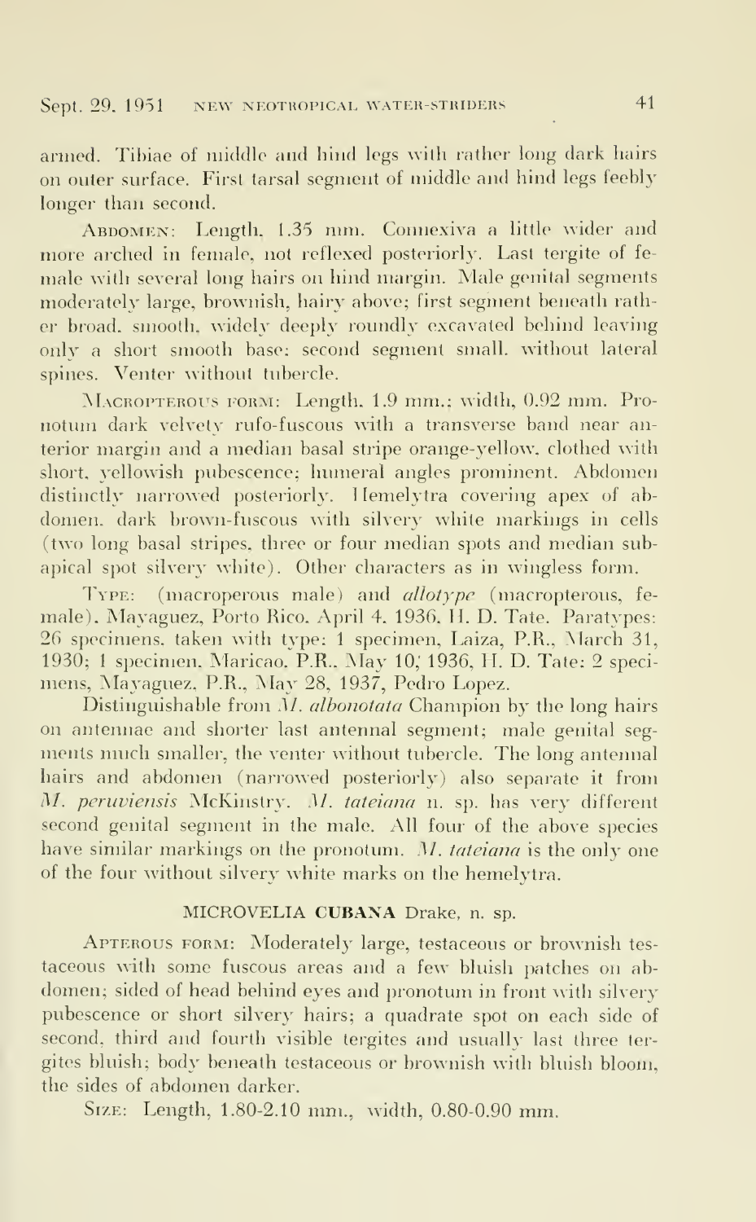armed. Tibiae of middle and hind legs with rather long dark hairs on outer surface. First tarsal segment of middle and hind legs feebly longer than second.

Abdomen: Length, 1.35 mm. Connexiva a little wider and more arched in female, not reflexed posteriorly. Last tergite of female with several long hairs on hind margin. Male genital segments moderately large, brownish, hairy above; first segment beneath rather broad, smooth, widely deeply roundly excavated behind leaving only a short smooth base; second segment small, without lateral spines. Venter without tubercle.

Macropterous form: Length, 1.9 mm.; width, 0.92 mm. Pronotum dark velvety rufo-fuscous with a transverse band near anterior margin and a median basal stripe orange-yellow, clothed with short, yellowish pubescence; humeral angles prominent. Abdomen distinctly narrowed posteriorly. Hemelytra covering apex of abdomen, dark brown-fuscous with silvery white markings in cells (two long basal stripes, three or four median spots and median subapical spot silvery white). Other characters as in wingless form.

Type: (macroperous male) and *allotype* (macropterous, female), Mayaguez, Porto Rico, April 4, 1936, H. D. Tate. Paratypes: 26 specimens, taken with type: 1 specimen, Laiza, P.R., March 31, 1930; 1 specimen, Maricao, P.R., May 10, 1936, H. D. Tate: 2 specimens, Mayaguez, P.R., May 28, 1937, Pedro Lopez.

Distinguishable from *M. albonotata* Champion by the long hairs on antennae and shorter last antennal segment; male genital segments much smaller, the venter without tubercle. The long antennal hairs and abdomen (narrowed posteriorly) also separate it from *M. peruviensis* McKinstry. *M. tateiana* n. sp. has very different second genital segment in the male. All four of the above species have similar markings on the pronotum. *M. tateiana* is the only one of the four without silvery white marks on the hemelytra.

## MICROVELIA CUBANA Drake, n. sp.

Apterous form: Moderately large, testaceous or brownish testaceous with some fuscous areas and a few bluish patches on abdomen; sided of head behind eyes and pronotum in front with silvery pubescence or short silvery hairs; a quadrate spot on each side of second, third and fourth visible tergites and usually last three tergites bluish; body beneath testaceous or brownish with bluish bloom, the sides of abdomen darker.

Size: Length, 1.80-2.10 mm., width, 0.80-0.90 mm.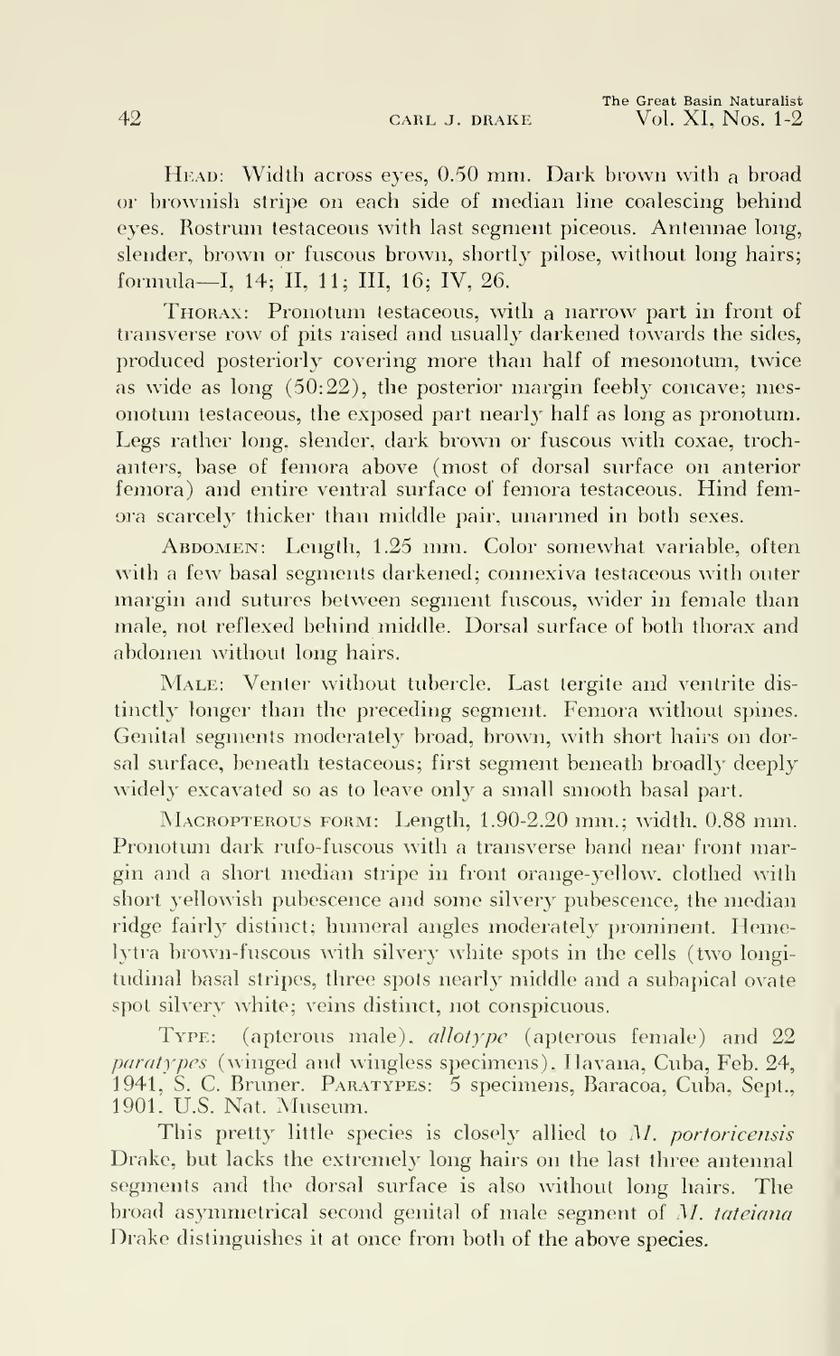HEAD: Width across eyes, 0.50 mm. Dark brown with a broad or brownish stripe on each side of median line coalescing behind eyes. Rostrum testaceous with last segment piceous. Antennae long, slender, brown or fuscous brown, shortly pilose, without long hairs; formula—I, 14; II, 11; III, 16; IV, 26.

THORAX: Pronotum testaceous, with a narrow part in front of transverse row of pits raised and usually darkened towards the sides, produced posteriorly covering more than half of mesonotum, twice as wide as long (50:22), the posterior margin feebly concave; mesonotum testaceous, the exposed part nearly half as long as pronotum. Legs rather long, slender, dark brown or fuscous with coxae, trochanters, base of femora above (most of dorsal surface on anterior femora) and entire ventral surface of femora testaceous. Hind femora scarcely thicker than middle pair, unarmed in both sexes.

ABDOMEN: Length, 1.25 mm. Color somewhat variable, often with a few basal segments darkened; connexiva testaceous with outer margin and sutures between segment fuscous, wider in female than male, not reflexed behind middle. Dorsal surface of both thorax and abdomen without long hairs.

MALE: Venter without tubercle. Last tergite and ventrite distinctly longer than the preceding segment. Femora without spines. Genital segments moderately broad, brown, with short hairs on dorsal surface, beneath testaceous; first segment beneath broadly deeply widely excavated so as to leave only a small smooth basal part.

MACROPTEROUS FORM: Length, 1.90-2.20 mm.; width, 0.88 mm. Pronotum dark rufo-fuscous with a transverse band near front margin and a short median stripe in front orange-yellow, clothed with short yellowish pubescence and some silvery pubescence, the median ridge fairly distinct; humeral angles moderately prominent. Hemelytra brown-fuscous with silvery white spots in the cells (two longitudinal basal stripes, three spots nearly middle and a subapical ovate spot silvery white; veins distinct, not conspicuous.

TYPE: (apterous male), *allotype* (apterous female) and 22 *paratypes* (winged and wingless specimens). Havana, Cuba, Feb. 24, 1941, S. C. Bruner. PARATYPES: 5 specimens, Baracoa, Cuba, Sept., 1901. U.S. Nat. Museum.

This pretty little species is closely allied to *M. portoricensis* Drake, but lacks the extremely long hairs on the last three antennal segments and the dorsal surface is also without long hairs. The broad asymmetrical second genital of male segment of *M. tateiana* Drake distinguishes it at once from both of the above species.